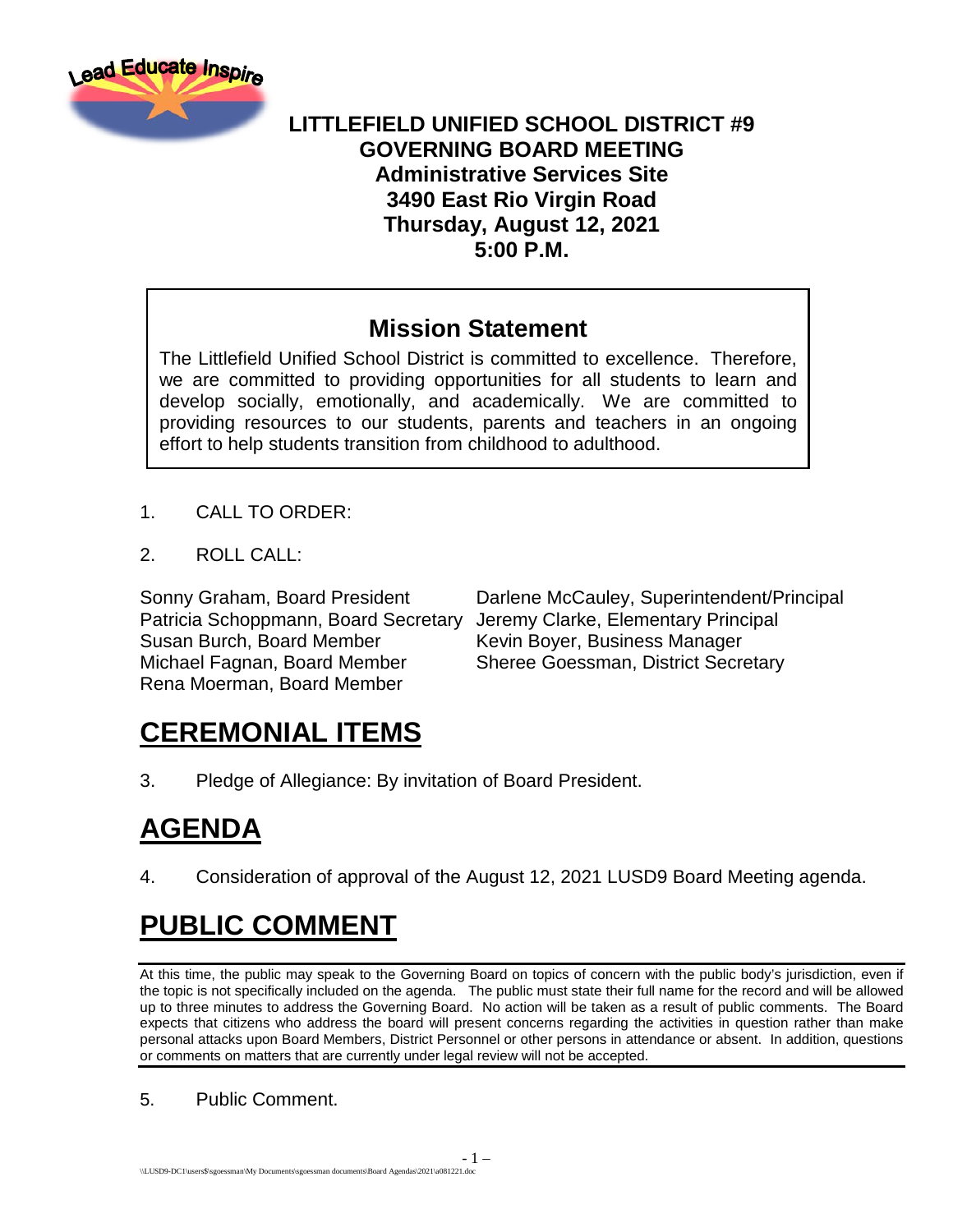# LITTLEFIELD UNIFIED SCHOOL DISTRICT #9
## GOVERNING BOARD MEETING
**Administrative Services Site**
**3490 East Rio Virgin Road**
**Thursday, August 12, 2021**
**5:00 P.M.**

## Mission Statement

The Littlefield Unified School District is committed to excellence. Therefore, we are committed to providing opportunities for all students to learn and develop socially, emotionally, and academically. We are committed to providing resources to our students, parents and teachers in an ongoing effort to help students transition from childhood to adulthood.

1. CALL TO ORDER:
2. ROLL CALL:

Sonny Graham, Board President
Patricia Schoppmann, Board Secretary
Susan Burch, Board Member
Michael Fagnan, Board Member
Rena Moerman, Board Member

Darlene McCauley, Superintendent/Principal
Jeremy Clarke, Elementary Principal
Kevin Boyer, Business Manager
Sheree Goessman, District Secretary

# CEREMONIAL ITEMS

3. Pledge of Allegiance: By invitation of Board President.

# AGENDA

4. Consideration of approval of the August 12, 2021 LUSD9 Board Meeting agenda.

# PUBLIC COMMENT

At this time, the public may speak to the Governing Board on topics of concern with the public body's jurisdiction, even if the topic is not specifically included on the agenda. The public must state their full name for the record and will be allowed up to three minutes to address the Governing Board. No action will be taken as a result of public comments. The Board expects that citizens who address the board will present concerns regarding the activities in question rather than make personal attacks upon Board Members, District Personnel or other persons in attendance or absent. In addition, questions or comments on matters that are currently under legal review will not be accepted.

5. Public Comment.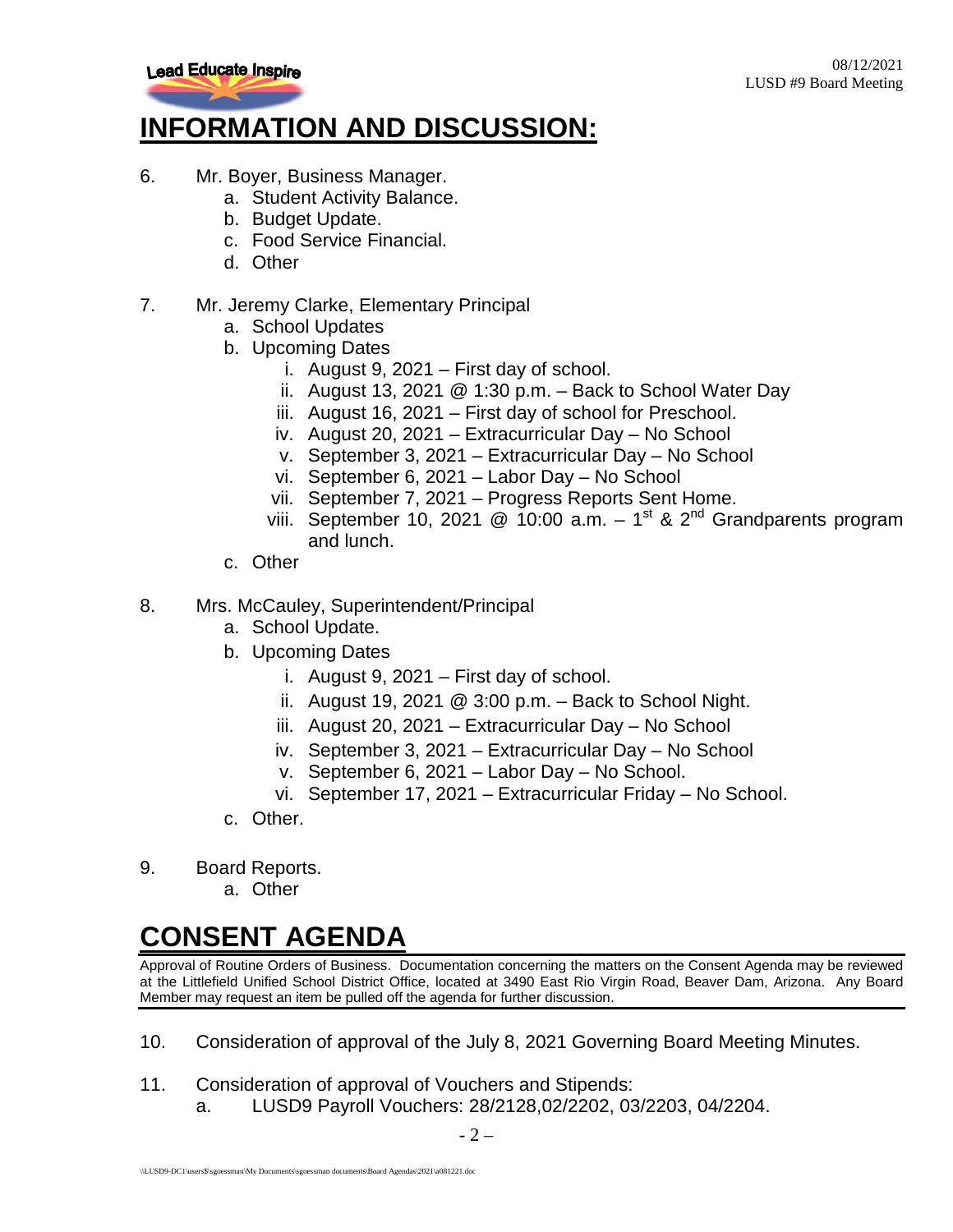# INFORMATION AND DISCUSSION:

6. Mr. Boyer, Business Manager.
   a. Student Activity Balance.
   b. Budget Update.
   c. Food Service Financial.
   d. Other

7. Mr. Jeremy Clarke, Elementary Principal
   a. School Updates
   b. Upcoming Dates
      i. August 9, 2021 – First day of school.
      ii. August 13, 2021 @ 1:30 p.m. – Back to School Water Day
      iii. August 16, 2021 – First day of school for Preschool.
      iv. August 20, 2021 – Extracurricular Day – No School
      v. September 3, 2021 – Extracurricular Day – No School
      vi. September 6, 2021 – Labor Day – No School
      vii. September 7, 2021 – Progress Reports Sent Home.
      viii. September 10, 2021 @ 10:00 a.m. – 1st & 2nd Grandparents program and lunch.
   c. Other

8. Mrs. McCauley, Superintendent/Principal
   a. School Update.
   b. Upcoming Dates
      i. August 9, 2021 – First day of school.
      ii. August 19, 2021 @ 3:00 p.m. – Back to School Night.
      iii. August 20, 2021 – Extracurricular Day – No School
      iv. September 3, 2021 – Extracurricular Day – No School
      v. September 6, 2021 – Labor Day – No School.
      vi. September 17, 2021 – Extracurricular Friday – No School.
   c. Other.

9. Board Reports.
   a. Other

# CONSENT AGENDA

Approval of Routine Orders of Business. Documentation concerning the matters on the Consent Agenda may be reviewed at the Littlefield Unified School District Office, located at 3490 East Rio Virgin Road, Beaver Dam, Arizona. Any Board Member may request an item be pulled off the agenda for further discussion.

10. Consideration of approval of the July 8, 2021 Governing Board Meeting Minutes.

11. Consideration of approval of Vouchers and Stipends:
    a. LUSD9 Payroll Vouchers: 28/2128,02/2202, 03/2203, 04/2204.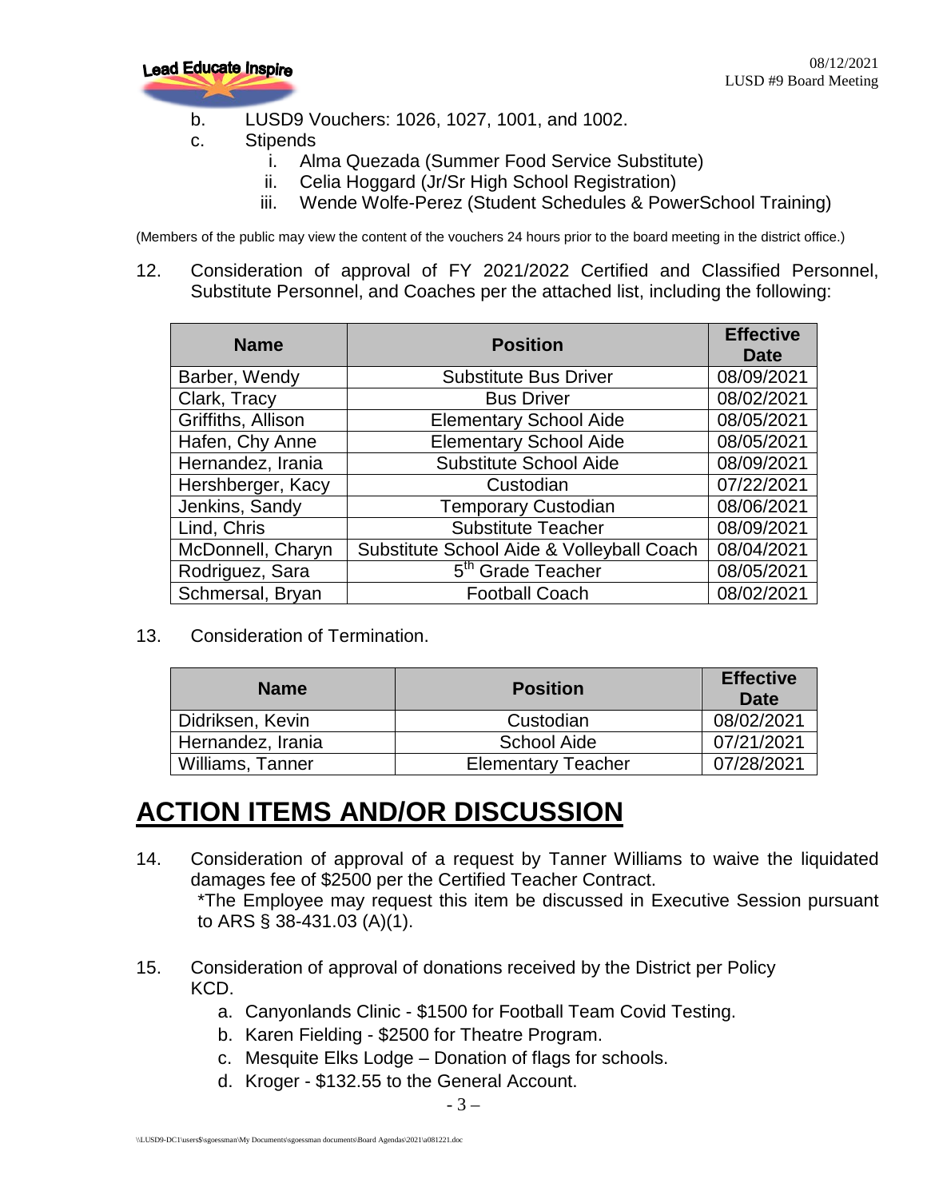b. LUSD9 Vouchers: 1026, 1027, 1001, and 1002.

c. Stipends
   i. Alma Quezada (Summer Food Service Substitute)
   ii. Celia Hoggard (Jr/Sr High School Registration)
   iii. Wende Wolfe-Perez (Student Schedules & PowerSchool Training)

(Members of the public may view the content of the vouchers 24 hours prior to the board meeting in the district office.)

12. Consideration of approval of FY 2021/2022 Certified and Classified Personnel, Substitute Personnel, and Coaches per the attached list, including the following:

| Name | Position | Effective Date |
|---|---|---|
| Barber, Wendy | Substitute Bus Driver | 08/09/2021 |
| Clark, Tracy | Bus Driver | 08/02/2021 |
| Griffiths, Allison | Elementary School Aide | 08/05/2021 |
| Hafen, Chy Anne | Elementary School Aide | 08/05/2021 |
| Hernandez, Irania | Substitute School Aide | 08/09/2021 |
| Hershberger, Kacy | Custodian | 07/22/2021 |
| Jenkins, Sandy | Temporary Custodian | 08/06/2021 |
| Lind, Chris | Substitute Teacher | 08/09/2021 |
| McDonnell, Charyn | Substitute School Aide & Volleyball Coach | 08/04/2021 |
| Rodriguez, Sara | 5th Grade Teacher | 08/05/2021 |
| Schmersal, Bryan | Football Coach | 08/02/2021 |

13. Consideration of Termination.

| Name | Position | Effective Date |
|---|---|---|
| Didriksen, Kevin | Custodian | 08/02/2021 |
| Hernandez, Irania | School Aide | 07/21/2021 |
| Williams, Tanner | Elementary Teacher | 07/28/2021 |

# ACTION ITEMS AND/OR DISCUSSION

14. Consideration of approval of a request by Tanner Williams to waive the liquidated damages fee of $2500 per the Certified Teacher Contract.
    *The Employee may request this item be discussed in Executive Session pursuant to ARS § 38-431.03 (A)(1).

15. Consideration of approval of donations received by the District per Policy KCD.
    a. Canyonlands Clinic - $1500 for Football Team Covid Testing.
    b. Karen Fielding - $2500 for Theatre Program.
    c. Mesquite Elks Lodge – Donation of flags for schools.
    d. Kroger - $132.55 to the General Account.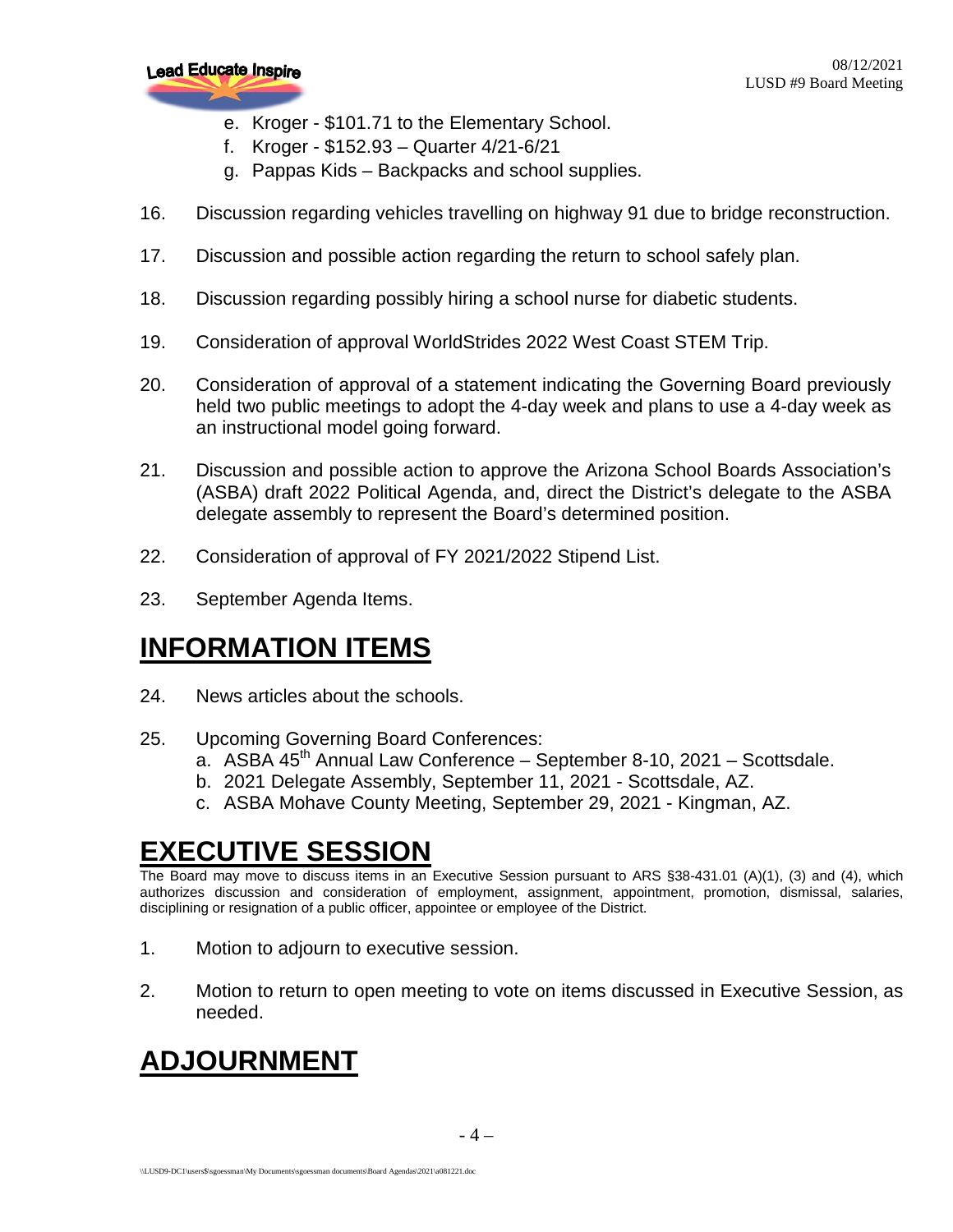e. Kroger - $101.71 to the Elementary School.
   f. Kroger - $152.93 – Quarter 4/21-6/21
   g. Pappas Kids – Backpacks and school supplies.

16. Discussion regarding vehicles travelling on highway 91 due to bridge reconstruction.

17. Discussion and possible action regarding the return to school safely plan.

18. Discussion regarding possibly hiring a school nurse for diabetic students.

19. Consideration of approval WorldStrides 2022 West Coast STEM Trip.

20. Consideration of approval of a statement indicating the Governing Board previously held two public meetings to adopt the 4-day week and plans to use a 4-day week as an instructional model going forward.

21. Discussion and possible action to approve the Arizona School Boards Association's (ASBA) draft 2022 Political Agenda, and, direct the District's delegate to the ASBA delegate assembly to represent the Board's determined position.

22. Consideration of approval of FY 2021/2022 Stipend List.

23. September Agenda Items.

# INFORMATION ITEMS

24. News articles about the schools.

25. Upcoming Governing Board Conferences:
    a. ASBA 45th Annual Law Conference – September 8-10, 2021 – Scottsdale.
    b. 2021 Delegate Assembly, September 11, 2021 - Scottsdale, AZ.
    c. ASBA Mohave County Meeting, September 29, 2021 - Kingman, AZ.

# EXECUTIVE SESSION

The Board may move to discuss items in an Executive Session pursuant to ARS §38-431.01 (A)(1), (3) and (4), which authorizes discussion and consideration of employment, assignment, appointment, promotion, dismissal, salaries, disciplining or resignation of a public officer, appointee or employee of the District.

1. Motion to adjourn to executive session.

2. Motion to return to open meeting to vote on items discussed in Executive Session, as needed.

# ADJOURNMENT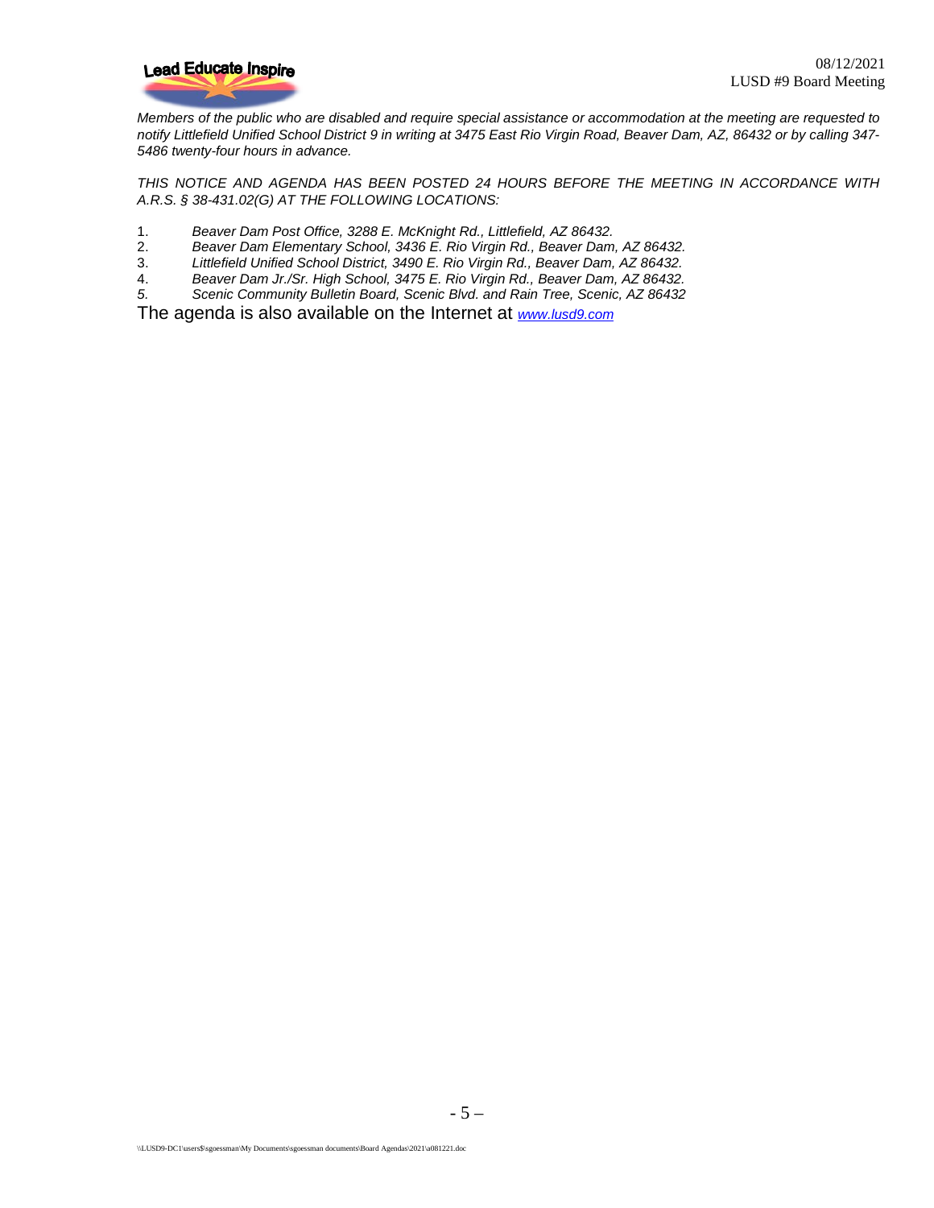*Members of the public who are disabled and require special assistance or accommodation at the meeting are requested to notify Littlefield Unified School District 9 in writing at 3475 East Rio Virgin Road, Beaver Dam, AZ, 86432 or by calling 347-5486 twenty-four hours in advance.*

*THIS NOTICE AND AGENDA HAS BEEN POSTED 24 HOURS BEFORE THE MEETING IN ACCORDANCE WITH A.R.S. § 38-431.02(G) AT THE FOLLOWING LOCATIONS:*

1. *Beaver Dam Post Office, 3288 E. McKnight Rd., Littlefield, AZ 86432.*
2. *Beaver Dam Elementary School, 3436 E. Rio Virgin Rd., Beaver Dam, AZ 86432.*
3. *Littlefield Unified School District, 3490 E. Rio Virgin Rd., Beaver Dam, AZ 86432.*
4. *Beaver Dam Jr./Sr. High School, 3475 E. Rio Virgin Rd., Beaver Dam, AZ 86432.*
5. *Scenic Community Bulletin Board, Scenic Blvd. and Rain Tree, Scenic, AZ 86432*

The agenda is also available on the Internet at *www.lusd9.com*